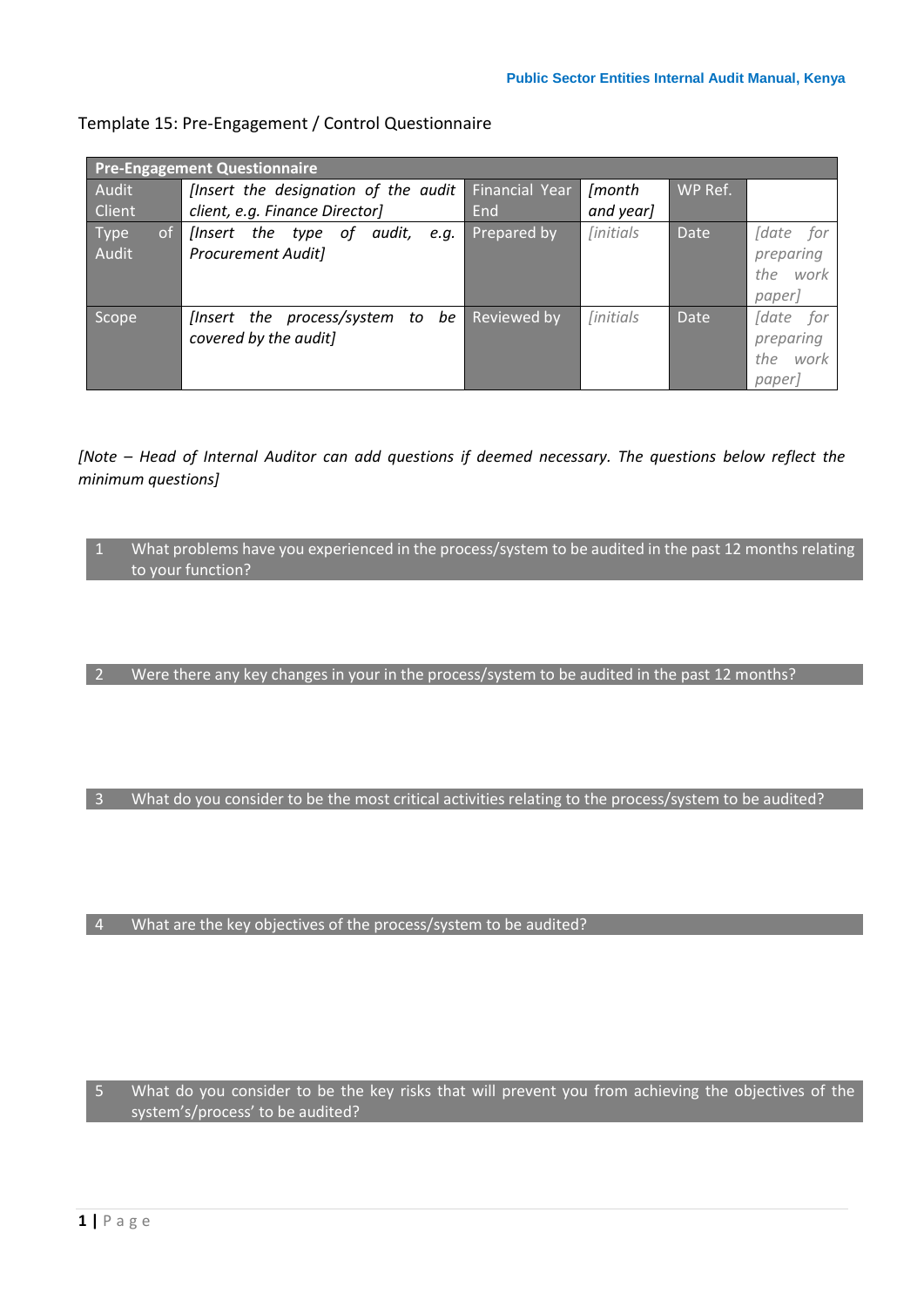Template 15: Pre-Engagement / Control Questionnaire

| Pre-Engagement Questionnaire | | | | | |
|---|---|---|---|---|---|
| Audit Client | *[Insert the designation of the audit client, e.g. Finance Director]* | Financial Year End | *[month and year]* | WP Ref. | |
| Type of Audit | *[Insert the type of audit, e.g. Procurement Audit]* | Prepared by | *[initials* | Date | *[date for preparing the work paper]* |
| Scope | *[Insert the process/system to be covered by the audit]* | Reviewed by | *[initials* | Date | *[date for preparing the work paper]* |

*[Note – Head of Internal Auditor can add questions if deemed necessary. The questions below reflect the minimum questions]*

1. What problems have you experienced in the process/system to be audited in the past 12 months relating to your function?

2. Were there any key changes in your in the process/system to be audited in the past 12 months?

3. What do you consider to be the most critical activities relating to the process/system to be audited?

4. What are the key objectives of the process/system to be audited?

5. What do you consider to be the key risks that will prevent you from achieving the objectives of the system's/process' to be audited?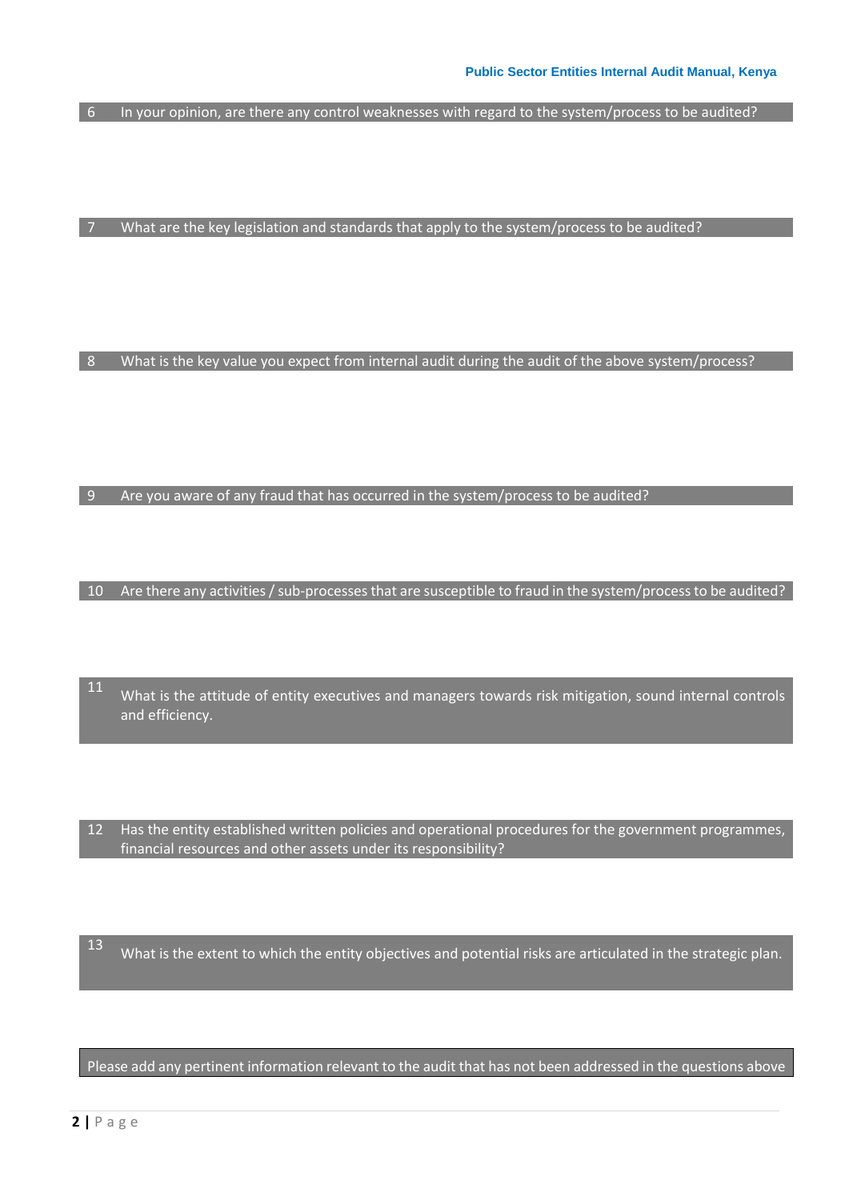| 6 | In your opinion, are there any control weaknesses with regard to the system/process to be audited? |
|---|---|
| | |

| 7 | What are the key legislation and standards that apply to the system/process to be audited? |
|---|---|
| | |

| 8 | What is the key value you expect from internal audit during the audit of the above system/process? |
|---|---|
| | |

| 9 | Are you aware of any fraud that has occurred in the system/process to be audited? |
|---|---|
| | |

| 10 | Are there any activities / sub-processes that are susceptible to fraud in the system/process to be audited? |
|---|---|
| | |

| 11 | What is the attitude of entity executives and managers towards risk mitigation, sound internal controls and efficiency. |
|---|---|
| | |

| 12 | Has the entity established written policies and operational procedures for the government programmes, financial resources and other assets under its responsibility? |
|---|---|
| | |

| 13 | What is the extent to which the entity objectives and potential risks are articulated in the strategic plan. |
|---|---|
| | |

| Please add any pertinent information relevant to the audit that has not been addressed in the questions above |
|---|
| |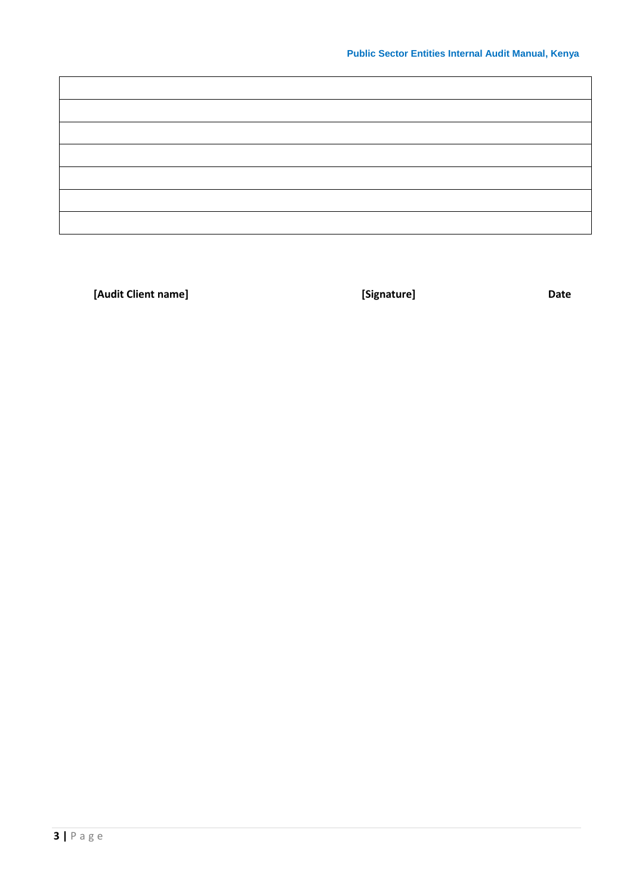| |
|---|
| |
| |
| |
| |
| |
| |

**[Audit Client name]** **[Signature]** **Date**